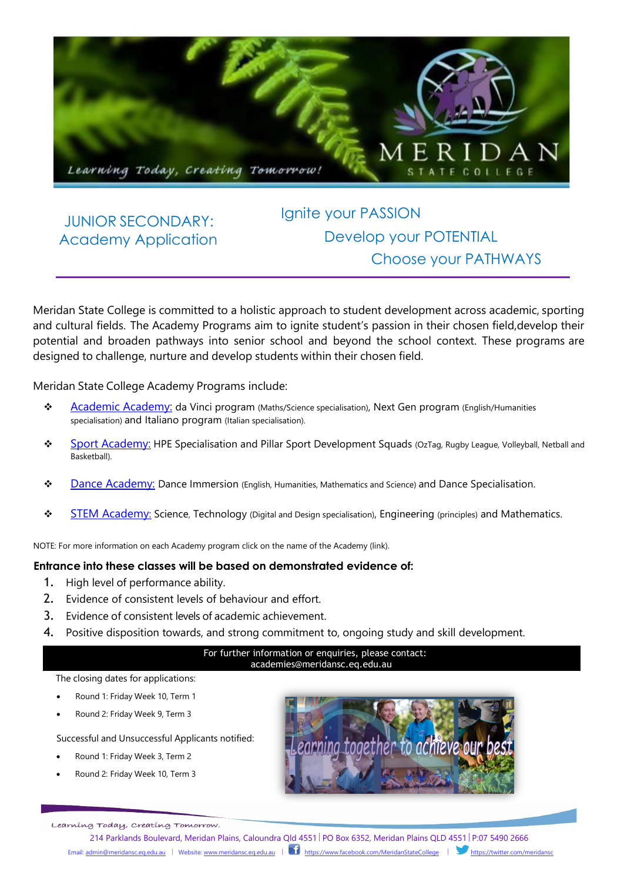# JUNIOR SECONDARY: Academy Application

Ignite your PASSION
Develop your POTENTIAL
Choose your PATHWAYS

Meridan State College is committed to a holistic approach to student development across academic, sporting and cultural fields. The Academy Programs aim to ignite student's passion in their chosen field,develop their potential and broaden pathways into senior school and beyond the school context. These programs are designed to challenge, nurture and develop students within their chosen field.

Meridan State College Academy Programs include:

- Academic Academy: da Vinci program (Maths/Science specialisation), Next Gen program (English/Humanities specialisation) and Italiano program (Italian specialisation).
- Sport Academy: HPE Specialisation and Pillar Sport Development Squads (OzTag, Rugby League, Volleyball, Netball and Basketball).
- Dance Academy: Dance Immersion (English, Humanities, Mathematics and Science) and Dance Specialisation.
- STEM Academy: Science, Technology (Digital and Design specialisation), Engineering (principles) and Mathematics.

NOTE: For more information on each Academy program click on the name of the Academy (link).

**Entrance into these classes will be based on demonstrated evidence of:**

1. High level of performance ability.
2. Evidence of consistent levels of behaviour and effort.
3. Evidence of consistent levels of academic achievement.
4. Positive disposition towards, and strong commitment to, ongoing study and skill development.

For further information or enquiries, please contact:
academies@meridansc.eq.edu.au

The closing dates for applications:

- Round 1: Friday Week 10, Term 1
- Round 2: Friday Week 9, Term 3

Successful and Unsuccessful Applicants notified:

- Round 1: Friday Week 3, Term 2
- Round 2: Friday Week 10, Term 3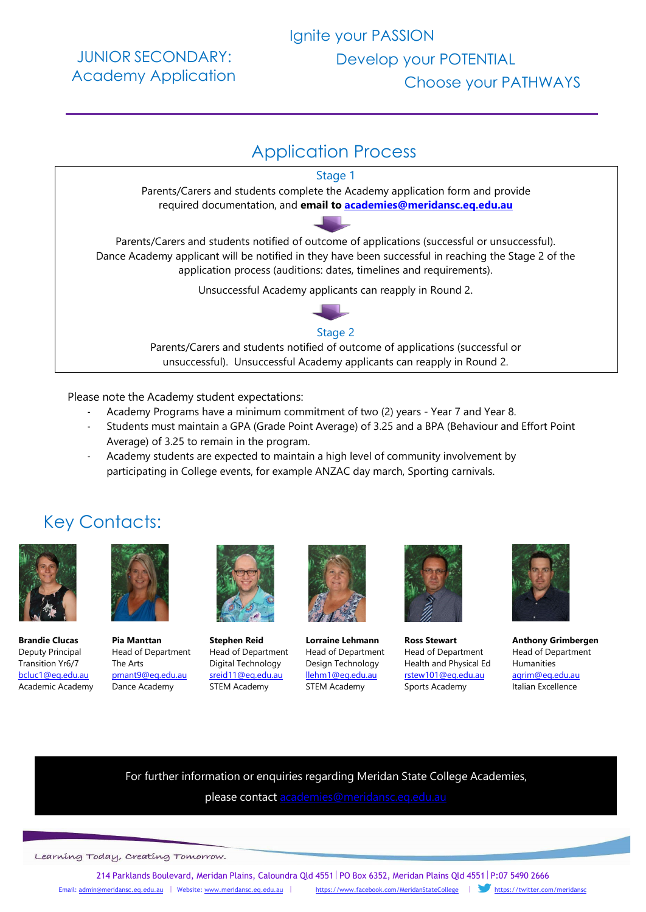JUNIOR SECONDARY: Academy Application

Ignite your PASSION
Develop your POTENTIAL
Choose your PATHWAYS

## Application Process

### Stage 1

Parents/Carers and students complete the Academy application form and provide required documentation, and **email to [academies@meridansc.eq.edu.au](mailto:academies@meridansc.eq.edu.au)**

Parents/Carers and students notified of outcome of applications (successful or unsuccessful). Dance Academy applicant will be notified in they have been successful in reaching the Stage 2 of the application process (auditions: dates, timelines and requirements).

Unsuccessful Academy applicants can reapply in Round 2.

### Stage 2

Parents/Carers and students notified of outcome of applications (successful or unsuccessful). Unsuccessful Academy applicants can reapply in Round 2.

Please note the Academy student expectations:

- Academy Programs have a minimum commitment of two (2) years - Year 7 and Year 8.
- Students must maintain a GPA (Grade Point Average) of 3.25 and a BPA (Behaviour and Effort Point Average) of 3.25 to remain in the program.
- Academy students are expected to maintain a high level of community involvement by participating in College events, for example ANZAC day march, Sporting carnivals.

## Key Contacts:

**Brandie Clucas**
Deputy Principal
Transition Yr6/7
bcluc1@eq.edu.au
Academic Academy

**Pia Manttan**
Head of Department
The Arts
pmant9@eq.edu.au
Dance Academy

**Stephen Reid**
Head of Department
Digital Technology
sreid11@eq.edu.au
STEM Academy

**Lorraine Lehmann**
Head of Department
Design Technology
llehm1@eq.edu.au
STEM Academy

**Ross Stewart**
Head of Department
Health and Physical Ed
rstew101@eq.edu.au
Sports Academy

**Anthony Grimbergen**
Head of Department
Humanities
agrim@eq.edu.au
Italian Excellence

For further information or enquiries regarding Meridan State College Academies, please contact academies@meridansc.eq.edu.au

*Learning Today, Creating Tomorrow.*

214 Parklands Boulevard, Meridan Plains, Caloundra Qld 4551 | PO Box 6352, Meridan Plains Qld 4551 | P:07 5490 2666
Email: admin@meridansc.eq.edu.au | Website: www.meridansc.eq.edu.au | https://www.facebook.com/MeridanStateCollege | https://twitter.com/meridansc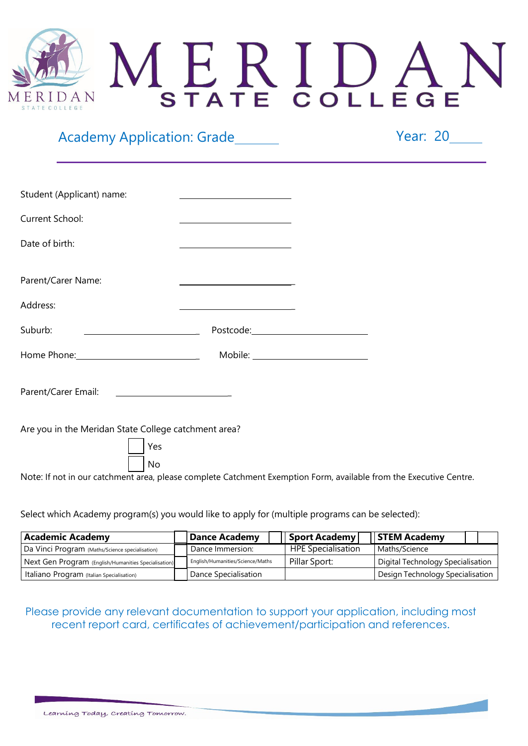# MERIDAN STATE COLLEGE

## Academy Application: Grade\_\_\_\_\_\_ Year: 20\_\_\_\_\_

Student (Applicant) name: \_\_\_\_\_\_\_\_\_\_\_\_\_\_\_\_\_\_\_\_\_\_\_\_

Current School: \_\_\_\_\_\_\_\_\_\_\_\_\_\_\_\_\_\_\_\_\_\_\_\_

Date of birth: \_\_\_\_\_\_\_\_\_\_\_\_\_\_\_\_\_\_\_\_\_\_\_\_

Parent/Carer Name: \_\_\_\_\_\_\_\_\_\_\_\_\_\_\_\_\_\_\_\_\_\_\_\_

Address: \_\_\_\_\_\_\_\_\_\_\_\_\_\_\_\_\_\_\_\_\_\_\_\_

Suburb: \_\_\_\_\_\_\_\_\_\_\_\_\_\_\_\_\_\_\_\_\_\_\_\_ Postcode: \_\_\_\_\_\_\_\_\_\_\_\_\_\_\_\_\_\_\_\_\_\_\_\_

Home Phone: \_\_\_\_\_\_\_\_\_\_\_\_\_\_\_\_\_\_\_\_\_\_\_\_ Mobile: \_\_\_\_\_\_\_\_\_\_\_\_\_\_\_\_\_\_\_\_\_\_\_\_

Parent/Carer Email: \_\_\_\_\_\_\_\_\_\_\_\_\_\_\_\_\_\_\_\_\_\_\_\_

Are you in the Meridan State College catchment area?

☐ Yes

☐ No

Note: If not in our catchment area, please complete Catchment Exemption Form, available from the Executive Centre.

Select which Academy program(s) you would like to apply for (multiple programs can be selected):

| **Academic Academy** | ☐ | **Dance Academy** ☐ | **Sport Academy** ☐ | **STEM Academy** ☐ |
|---|---|---|---|---|
| Da Vinci Program (Maths/Science specialisation) | ☐ | Dance Immersion: | HPE Specialisation | Maths/Science |
| Next Gen Program (English/Humanities Specialisation) | ☐ | English/Humanities/Science/Maths | Pillar Sport: | Digital Technology Specialisation |
| Italiano Program (Italian Specialisation) | ☐ | Dance Specialisation | | Design Technology Specialisation |

Please provide any relevant documentation to support your application, including most recent report card, certificates of achievement/participation and references.

Learning Today, Creating Tomorrow.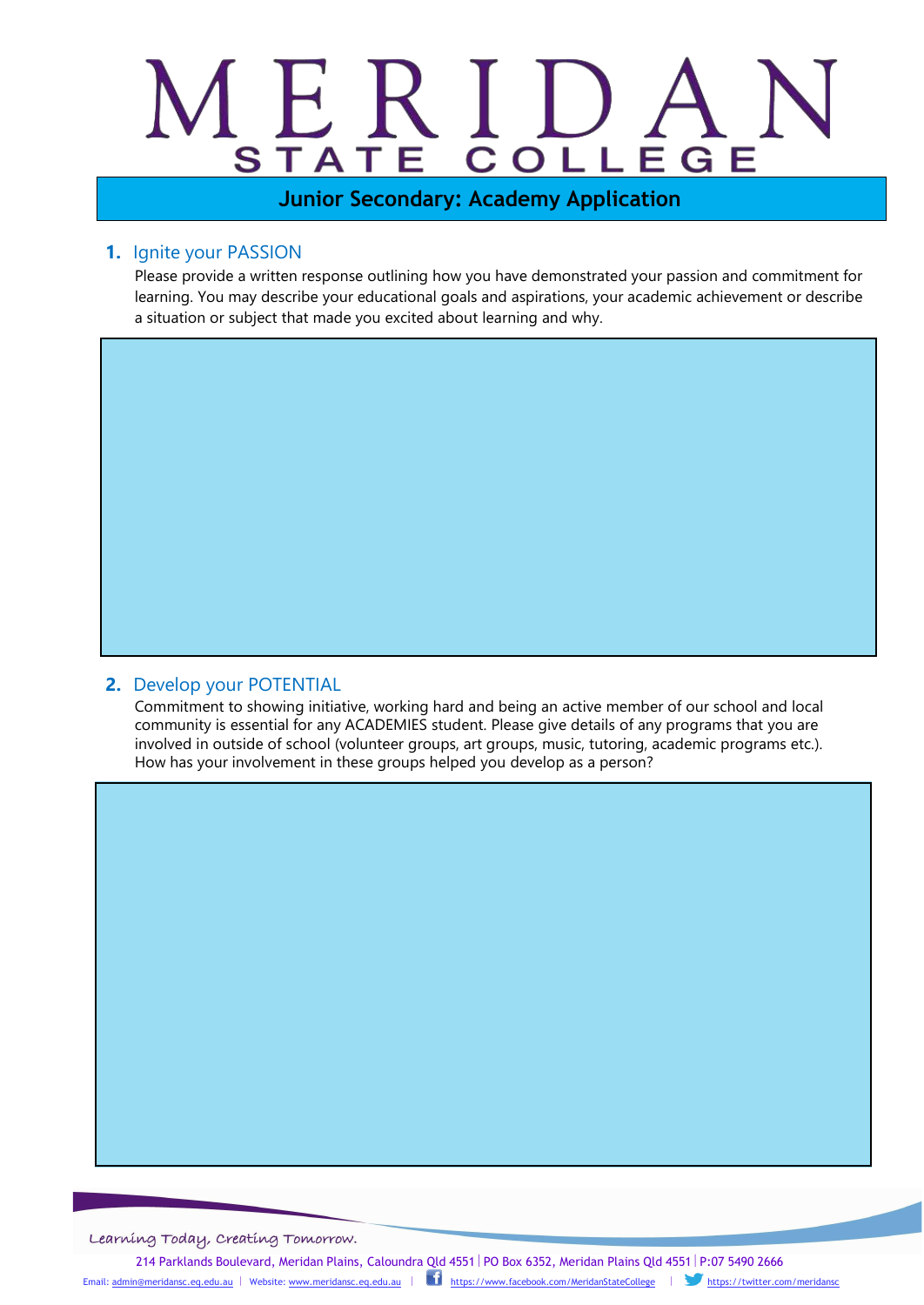# MERIDAN STATE COLLEGE

## Junior Secondary: Academy Application

### 1. Ignite your PASSION

Please provide a written response outlining how you have demonstrated your passion and commitment for learning. You may describe your educational goals and aspirations, your academic achievement or describe a situation or subject that made you excited about learning and why.

### 2. Develop your POTENTIAL

Commitment to showing initiative, working hard and being an active member of our school and local community is essential for any ACADEMIES student. Please give details of any programs that you are involved in outside of school (volunteer groups, art groups, music, tutoring, academic programs etc.). How has your involvement in these groups helped you develop as a person?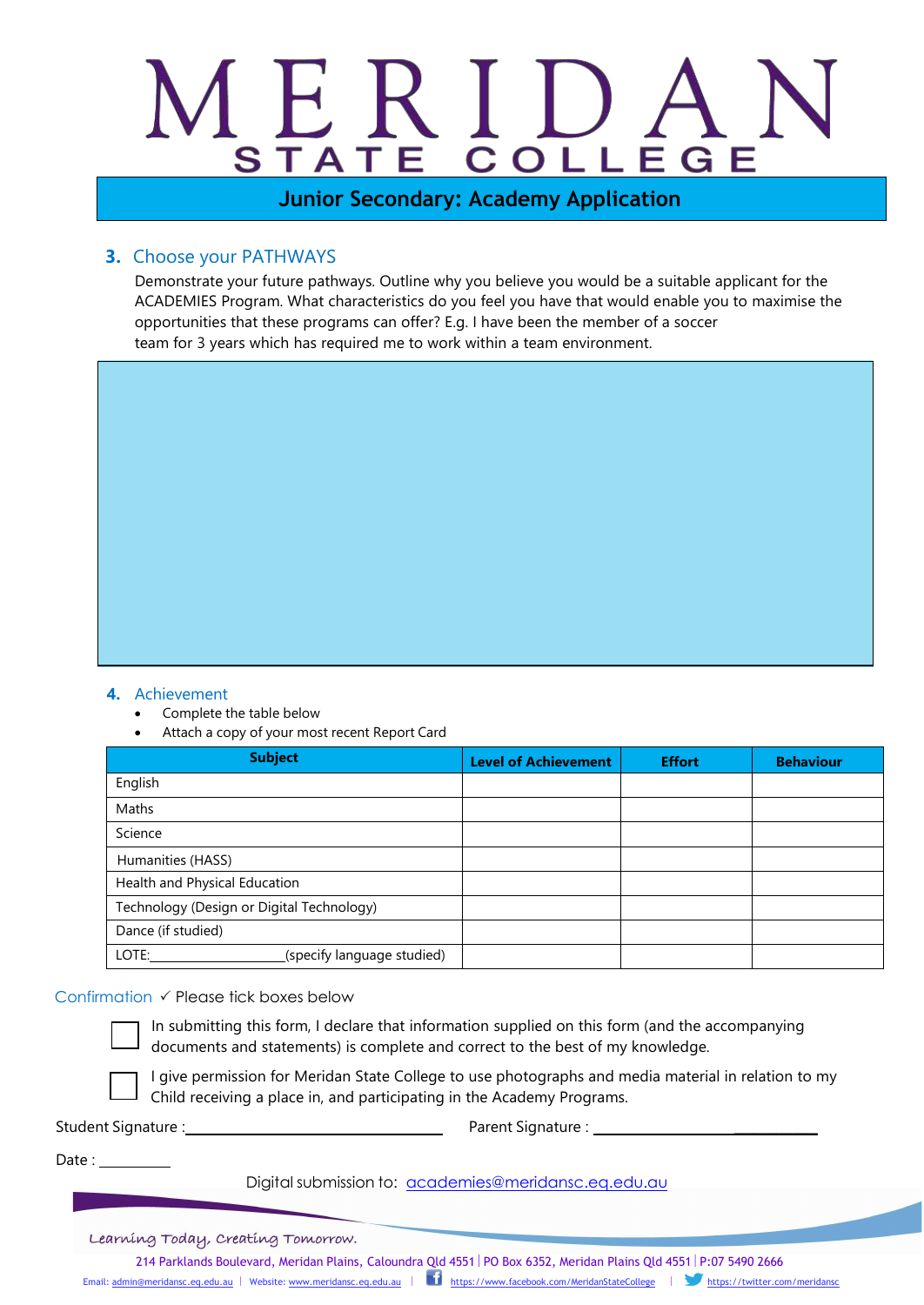# MERIDAN STATE COLLEGE

## Junior Secondary: Academy Application

### 3. Choose your PATHWAYS

Demonstrate your future pathways. Outline why you believe you would be a suitable applicant for the ACADEMIES Program. What characteristics do you feel you have that would enable you to maximise the opportunities that these programs can offer? E.g. I have been the member of a soccer team for 3 years which has required me to work within a team environment.

### 4. Achievement

- Complete the table below
- Attach a copy of your most recent Report Card

| Subject | Level of Achievement | Effort | Behaviour |
|---|---|---|---|
| English | | | |
| Maths | | | |
| Science | | | |
| Humanities (HASS) | | | |
| Health and Physical Education | | | |
| Technology (Design or Digital Technology) | | | |
| Dance (if studied) | | | |
| LOTE:__________________(specify language studied) | | | |

Confirmation ✓ Please tick boxes below

☐ In submitting this form, I declare that information supplied on this form (and the accompanying documents and statements) is complete and correct to the best of my knowledge.

☐ I give permission for Meridan State College to use photographs and media material in relation to my Child receiving a place in, and participating in the Academy Programs.

Student Signature : ______________________ Parent Signature : ______________________

Date : __________

Digital submission to: academies@meridansc.eq.edu.au

Learning Today, Creating Tomorrow.

214 Parklands Boulevard, Meridan Plains, Caloundra Qld 4551 | PO Box 6352, Meridan Plains Qld 4551 | P:07 5490 2666

Email: admin@meridansc.eq.edu.au | Website: www.meridansc.eq.edu.au | https://www.facebook.com/MeridanStateCollege | https://twitter.com/meridansc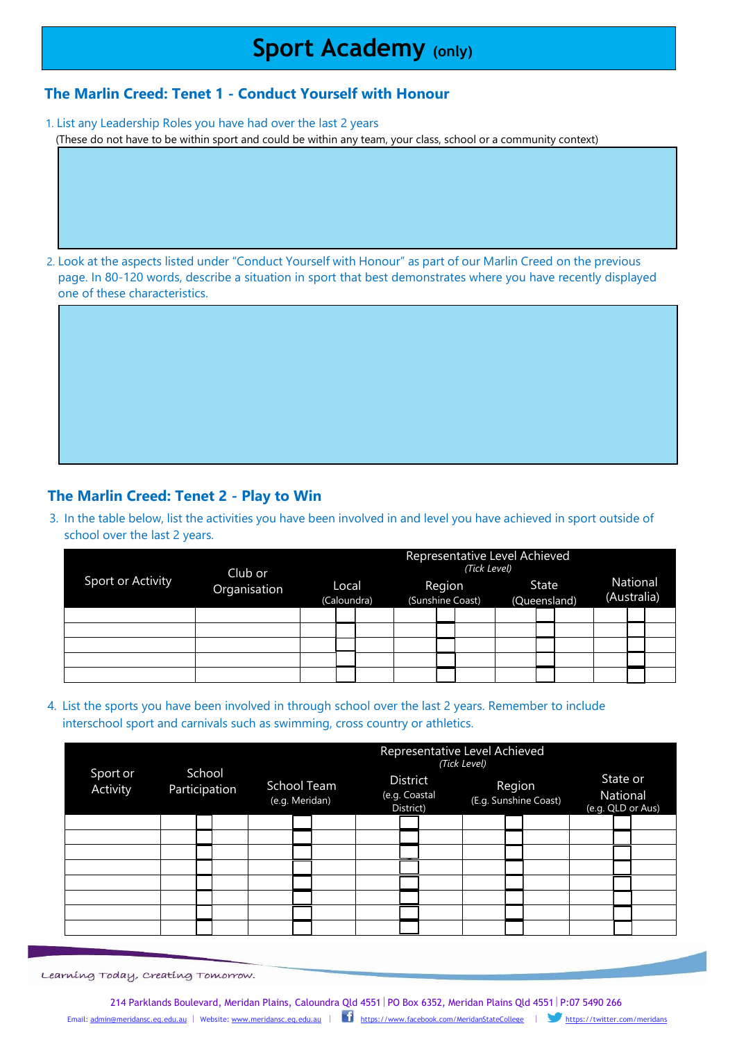# Sport Academy (only)

## The Marlin Creed: Tenet 1 - Conduct Yourself with Honour

1. List any Leadership Roles you have had over the last 2 years
   (These do not have to be within sport and could be within any team, your class, school or a community context)

2. Look at the aspects listed under "Conduct Yourself with Honour" as part of our Marlin Creed on the previous page. In 80-120 words, describe a situation in sport that best demonstrates where you have recently displayed one of these characteristics.

## The Marlin Creed: Tenet 2 - Play to Win

3. In the table below, list the activities you have been involved in and level you have achieved in sport outside of school over the last 2 years.

| Sport or Activity | Club or Organisation | Representative Level Achieved (Tick Level) | | | |
|---|---|---|---|---|---|
| | | Local (Caloundra) | Region (Sunshine Coast) | State (Queensland) | National (Australia) |
| | | | | | |
| | | | | | |
| | | | | | |
| | | | | | |
| | | | | | |

4. List the sports you have been involved in through school over the last 2 years. Remember to include interschool sport and carnivals such as swimming, cross country or athletics.

| Sport or Activity | School Participation | Representative Level Achieved (Tick Level) | | | |
|---|---|---|---|---|---|
| | | School Team (e.g. Meridan) | District (e.g. Coastal District) | Region (E.g. Sunshine Coast) | State or National (e.g. QLD or Aus) |
| | | | | | |
| | | | | | |
| | | | | | |
| | | | | | |
| | | | | | |
| | | | | | |
| | | | | | |
| | | | | | |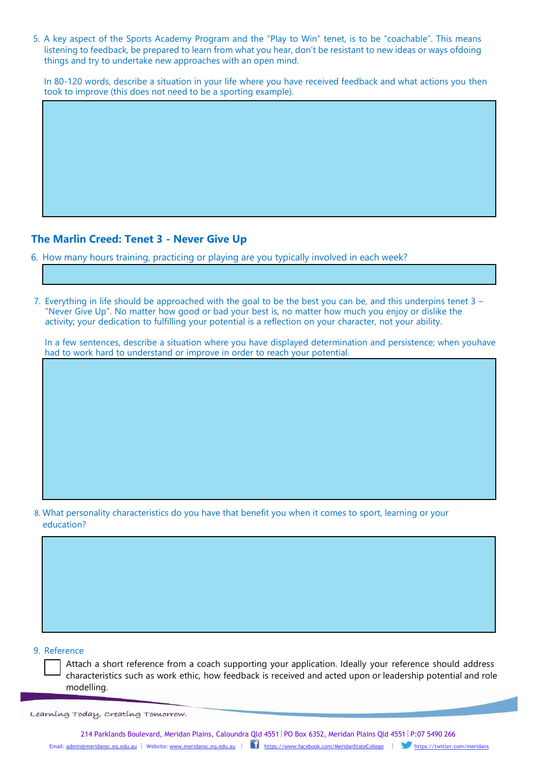5. A key aspect of the Sports Academy Program and the "Play to Win" tenet, is to be "coachable". This means listening to feedback, be prepared to learn from what you hear, don't be resistant to new ideas or ways ofdoing things and try to undertake new approaches with an open mind.

   In 80-120 words, describe a situation in your life where you have received feedback and what actions you then took to improve (this does not need to be a sporting example).

## The Marlin Creed: Tenet 3 - Never Give Up

6. How many hours training, practicing or playing are you typically involved in each week?

7. Everything in life should be approached with the goal to be the best you can be, and this underpins tenet 3 – "Never Give Up". No matter how good or bad your best is, no matter how much you enjoy or dislike the activity; your dedication to fulfilling your potential is a reflection on your character, not your ability.

   In a few sentences, describe a situation where you have displayed determination and persistence; when youhave had to work hard to understand or improve in order to reach your potential.

8. What personality characteristics do you have that benefit you when it comes to sport, learning or your education?

9. Reference

   ☐ Attach a short reference from a coach supporting your application. Ideally your reference should address characteristics such as work ethic, how feedback is received and acted upon or leadership potential and role modelling.